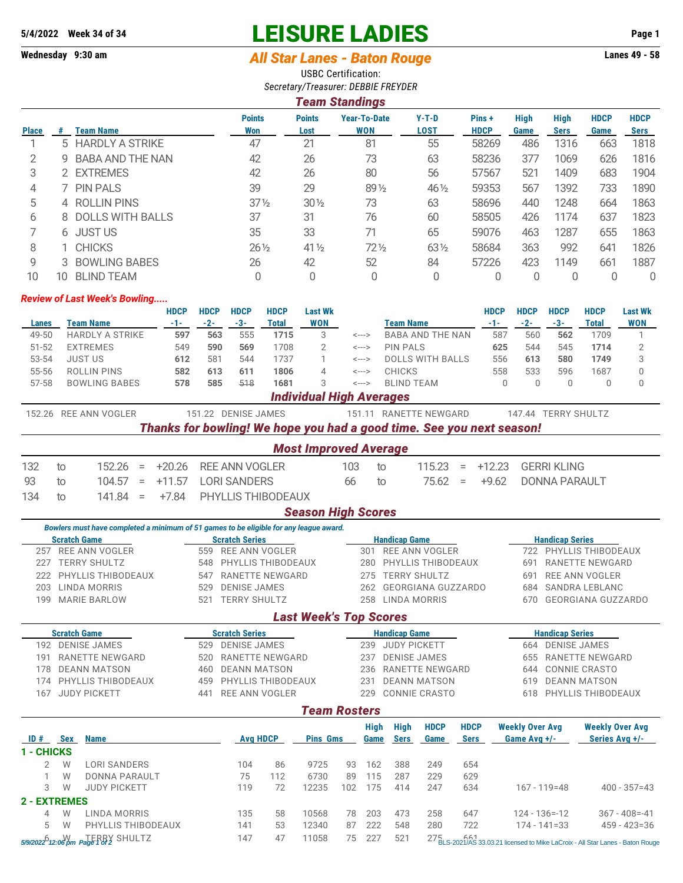# LEISURE LADIES

5/4/2022 Week 34 of 34

Wednesday 9:30 am

## All Star Lanes - Baton Rouge

Lanes 49 - 58

USBC Certification:

*Secretary/Treasurer: DEBBIE FREYDER*

## Team Standings

| Place | # | Team Name | Points Won | Points Lost | Year-To-Date WON | Y-T-D LOST | Pins + HDCP | High Game | High Sers | HDCP Game | HDCP Sers |
|---|---|---|---|---|---|---|---|---|---|---|---|
| 1 | 5 | HARDLY A STRIKE | 47 | 21 | 81 | 55 | 58269 | 486 | 1316 | 663 | 1818 |
| 2 | 9 | BABA AND THE NAN | 42 | 26 | 73 | 63 | 58236 | 377 | 1069 | 626 | 1816 |
| 3 | 2 | EXTREMES | 42 | 26 | 80 | 56 | 57567 | 521 | 1409 | 683 | 1904 |
| 4 | 7 | PIN PALS | 39 | 29 | 89½ | 46½ | 59353 | 567 | 1392 | 733 | 1890 |
| 5 | 4 | ROLLIN PINS | 37½ | 30½ | 73 | 63 | 58696 | 440 | 1248 | 664 | 1863 |
| 6 | 8 | DOLLS WITH BALLS | 37 | 31 | 76 | 60 | 58505 | 426 | 1174 | 637 | 1823 |
| 7 | 6 | JUST US | 35 | 33 | 71 | 65 | 59076 | 463 | 1287 | 655 | 1863 |
| 8 | 1 | CHICKS | 26½ | 41½ | 72½ | 63½ | 58684 | 363 | 992 | 641 | 1826 |
| 9 | 3 | BOWLING BABES | 26 | 42 | 52 | 84 | 57226 | 423 | 1149 | 661 | 1887 |
| 10 | 10 | BLIND TEAM | 0 | 0 | 0 | 0 | 0 | 0 | 0 | 0 | 0 |

*Review of Last Week's Bowling.....*

| Lanes | Team Name | HDCP -1- | HDCP -2- | HDCP -3- | HDCP Total | Last Wk WON | | Team Name | HDCP -1- | HDCP -2- | HDCP -3- | HDCP Total | Last Wk WON |
|---|---|---|---|---|---|---|---|---|---|---|---|---|---|
| 49-50 | HARDLY A STRIKE | **597** | **563** | 555 | **1715** | 3 | <---> | BABA AND THE NAN | 587 | 560 | **562** | 1709 | 1 |
| 51-52 | EXTREMES | 549 | **590** | **569** | 1708 | 2 | <---> | PIN PALS | **625** | 544 | 545 | **1714** | 2 |
| 53-54 | JUST US | **612** | 581 | 544 | 1737 | 1 | <---> | DOLLS WITH BALLS | 556 | **613** | **580** | **1749** | 3 |
| 55-56 | ROLLIN PINS | **582** | **613** | **611** | **1806** | 4 | <---> | CHICKS | 558 | 533 | 596 | 1687 | 0 |
| 57-58 | BOWLING BABES | **578** | **585** | ~~518~~ | **1681** | 3 | <---> | BLIND TEAM | 0 | 0 | 0 | 0 | 0 |

## Individual High Averages

| | | | |
|---|---|---|---|
| 152.26 REE ANN VOGLER | 151.22 DENISE JAMES | 151.11 RANETTE NEWGARD | 147.44 TERRY SHULTZ |

## Thanks for bowling! We hope you had a good time. See you next season!

## Most Improved Average

| From | | To | | Change | Name |
|---|---|---|---|---|---|
| 132 | to | 152.26 | = | +20.26 | REE ANN VOGLER |
| 103 | to | 115.23 | = | +12.23 | GERRI KLING |
| 93 | to | 104.57 | = | +11.57 | LORI SANDERS |
| 66 | to | 75.62 | = | +9.62 | DONNA PARAULT |
| 134 | to | 141.84 | = | +7.84 | PHYLLIS THIBODEAUX |

## Season High Scores

*Bowlers must have completed a minimum of 51 games to be eligible for any league award.*

| Scratch Game | Scratch Series | Handicap Game | Handicap Series |
|---|---|---|---|
| 257 REE ANN VOGLER | 559 REE ANN VOGLER | 301 REE ANN VOGLER | 722 PHYLLIS THIBODEAUX |
| 227 TERRY SHULTZ | 548 PHYLLIS THIBODEAUX | 280 PHYLLIS THIBODEAUX | 691 RANETTE NEWGARD |
| 222 PHYLLIS THIBODEAUX | 547 RANETTE NEWGARD | 275 TERRY SHULTZ | 691 REE ANN VOGLER |
| 203 LINDA MORRIS | 529 DENISE JAMES | 262 GEORGIANA GUZZARDO | 684 SANDRA LEBLANC |
| 199 MARIE BARLOW | 521 TERRY SHULTZ | 258 LINDA MORRIS | 670 GEORGIANA GUZZARDO |

## Last Week's Top Scores

| Scratch Game | Scratch Series | Handicap Game | Handicap Series |
|---|---|---|---|
| 192 DENISE JAMES | 529 DENISE JAMES | 239 JUDY PICKETT | 664 DENISE JAMES |
| 191 RANETTE NEWGARD | 520 RANETTE NEWGARD | 237 DENISE JAMES | 655 RANETTE NEWGARD |
| 178 DEANN MATSON | 460 DEANN MATSON | 236 RANETTE NEWGARD | 644 CONNIE CRASTO |
| 174 PHYLLIS THIBODEAUX | 459 PHYLLIS THIBODEAUX | 231 DEANN MATSON | 619 DEANN MATSON |
| 167 JUDY PICKETT | 441 REE ANN VOGLER | 229 CONNIE CRASTO | 618 PHYLLIS THIBODEAUX |

## Team Rosters

| ID # | Sex | Name | Avg | HDCP | Pins | Gms | High Game | High Sers | HDCP Game | HDCP Sers | Weekly Over Avg Game Avg +/- | Weekly Over Avg Series Avg +/- |
|---|---|---|---|---|---|---|---|---|---|---|---|---|
| **1 - CHICKS** | | | | | | | | | | | | |
| 2 | W | LORI SANDERS | 104 | 86 | 9725 | 93 | 162 | 388 | 249 | 654 | | |
| 1 | W | DONNA PARAULT | 75 | 112 | 6730 | 89 | 115 | 287 | 229 | 629 | | |
| 3 | W | JUDY PICKETT | 119 | 72 | 12235 | 102 | 175 | 414 | 247 | 634 | 167 - 119=48 | 400 - 357=43 |
| **2 - EXTREMES** | | | | | | | | | | | | |
| 4 | W | LINDA MORRIS | 135 | 58 | 10568 | 78 | 203 | 473 | 258 | 647 | 124 - 136=-12 | 367 - 408=-41 |
| 5 | W | PHYLLIS THIBODEAUX | 141 | 53 | 12340 | 87 | 222 | 548 | 280 | 722 | 174 - 141=33 | 459 - 423=36 |
| 6 | W | TERRY SHULTZ | 147 | 47 | 11058 | 75 | 227 | 521 | 275 | 661 | | |

5/9/2022 12:06 pm BLS-2021/AS 33.03.21 licensed to Mike LaCroix - All Star Lanes - Baton Rouge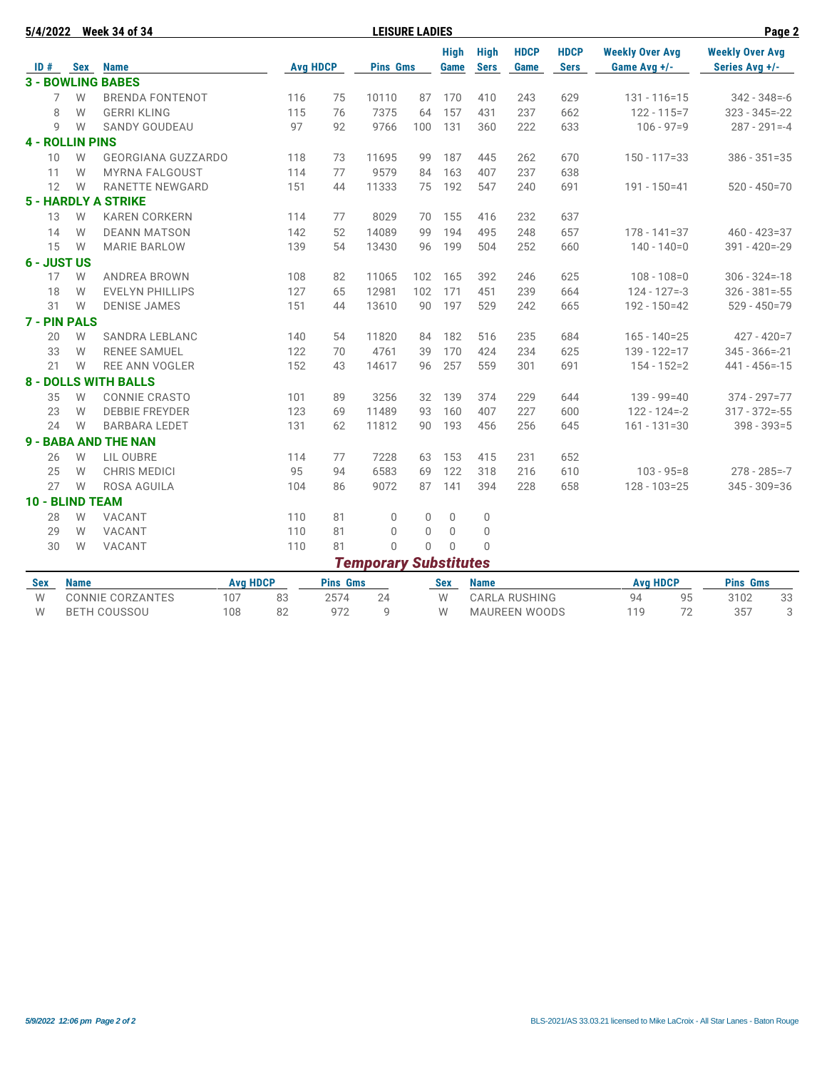**5/4/2022 Week 34 of 34** **LEISURE LADIES**

| ID # | Sex | Name | Avg | HDCP | Pins | Gms | High Game | High Sers | HDCP Game | HDCP Sers | Weekly Over Avg Game Avg +/- | Weekly Over Avg Series Avg +/- |
|---|---|---|---|---|---|---|---|---|---|---|---|---|
| **3 - BOWLING BABES** | | | | | | | | | | | | |
| 7 | W | BRENDA FONTENOT | 116 | 75 | 10110 | 87 | 170 | 410 | 243 | 629 | 131 - 116=15 | 342 - 348=-6 |
| 8 | W | GERRI KLING | 115 | 76 | 7375 | 64 | 157 | 431 | 237 | 662 | 122 - 115=7 | 323 - 345=-22 |
| 9 | W | SANDY GOUDEAU | 97 | 92 | 9766 | 100 | 131 | 360 | 222 | 633 | 106 - 97=9 | 287 - 291=-4 |
| **4 - ROLLIN PINS** | | | | | | | | | | | | |
| 10 | W | GEORGIANA GUZZARDO | 118 | 73 | 11695 | 99 | 187 | 445 | 262 | 670 | 150 - 117=33 | 386 - 351=35 |
| 11 | W | MYRNA FALGOUST | 114 | 77 | 9579 | 84 | 163 | 407 | 237 | 638 | | |
| 12 | W | RANETTE NEWGARD | 151 | 44 | 11333 | 75 | 192 | 547 | 240 | 691 | 191 - 150=41 | 520 - 450=70 |
| **5 - HARDLY A STRIKE** | | | | | | | | | | | | |
| 13 | W | KAREN CORKERN | 114 | 77 | 8029 | 70 | 155 | 416 | 232 | 637 | | |
| 14 | W | DEANN MATSON | 142 | 52 | 14089 | 99 | 194 | 495 | 248 | 657 | 178 - 141=37 | 460 - 423=37 |
| 15 | W | MARIE BARLOW | 139 | 54 | 13430 | 96 | 199 | 504 | 252 | 660 | 140 - 140=0 | 391 - 420=-29 |
| **6 - JUST US** | | | | | | | | | | | | |
| 17 | W | ANDREA BROWN | 108 | 82 | 11065 | 102 | 165 | 392 | 246 | 625 | 108 - 108=0 | 306 - 324=-18 |
| 18 | W | EVELYN PHILLIPS | 127 | 65 | 12981 | 102 | 171 | 451 | 239 | 664 | 124 - 127=-3 | 326 - 381=-55 |
| 31 | W | DENISE JAMES | 151 | 44 | 13610 | 90 | 197 | 529 | 242 | 665 | 192 - 150=42 | 529 - 450=79 |
| **7 - PIN PALS** | | | | | | | | | | | | |
| 20 | W | SANDRA LEBLANC | 140 | 54 | 11820 | 84 | 182 | 516 | 235 | 684 | 165 - 140=25 | 427 - 420=7 |
| 33 | W | RENEE SAMUEL | 122 | 70 | 4761 | 39 | 170 | 424 | 234 | 625 | 139 - 122=17 | 345 - 366=-21 |
| 21 | W | REE ANN VOGLER | 152 | 43 | 14617 | 96 | 257 | 559 | 301 | 691 | 154 - 152=2 | 441 - 456=-15 |
| **8 - DOLLS WITH BALLS** | | | | | | | | | | | | |
| 35 | W | CONNIE CRASTO | 101 | 89 | 3256 | 32 | 139 | 374 | 229 | 644 | 139 - 99=40 | 374 - 297=77 |
| 23 | W | DEBBIE FREYDER | 123 | 69 | 11489 | 93 | 160 | 407 | 227 | 600 | 122 - 124=-2 | 317 - 372=-55 |
| 24 | W | BARBARA LEDET | 131 | 62 | 11812 | 90 | 193 | 456 | 256 | 645 | 161 - 131=30 | 398 - 393=5 |
| **9 - BABA AND THE NAN** | | | | | | | | | | | | |
| 26 | W | LIL OUBRE | 114 | 77 | 7228 | 63 | 153 | 415 | 231 | 652 | | |
| 25 | W | CHRIS MEDICI | 95 | 94 | 6583 | 69 | 122 | 318 | 216 | 610 | 103 - 95=8 | 278 - 285=-7 |
| 27 | W | ROSA AGUILA | 104 | 86 | 9072 | 87 | 141 | 394 | 228 | 658 | 128 - 103=25 | 345 - 309=36 |
| **10 - BLIND TEAM** | | | | | | | | | | | | |
| 28 | W | VACANT | 110 | 81 | 0 | 0 | 0 | 0 | | | | |
| 29 | W | VACANT | 110 | 81 | 0 | 0 | 0 | 0 | | | | |
| 30 | W | VACANT | 110 | 81 | 0 | 0 | 0 | 0 | | | | |

### *Temporary Substitutes*

| Sex | Name | Avg | HDCP | Pins | Gms | Sex | Name | Avg | HDCP | Pins | Gms |
|---|---|---|---|---|---|---|---|---|---|---|---|
| W | CONNIE CORZANTES | 107 | 83 | 2574 | 24 | W | CARLA RUSHING | 94 | 95 | 3102 | 33 |
| W | BETH COUSSOU | 108 | 82 | 972 | 9 | W | MAUREEN WOODS | 119 | 72 | 357 | 3 |

*5/9/2022 12:06 pm*

BLS-2021/AS 33.03.21 licensed to Mike LaCroix - All Star Lanes - Baton Rouge